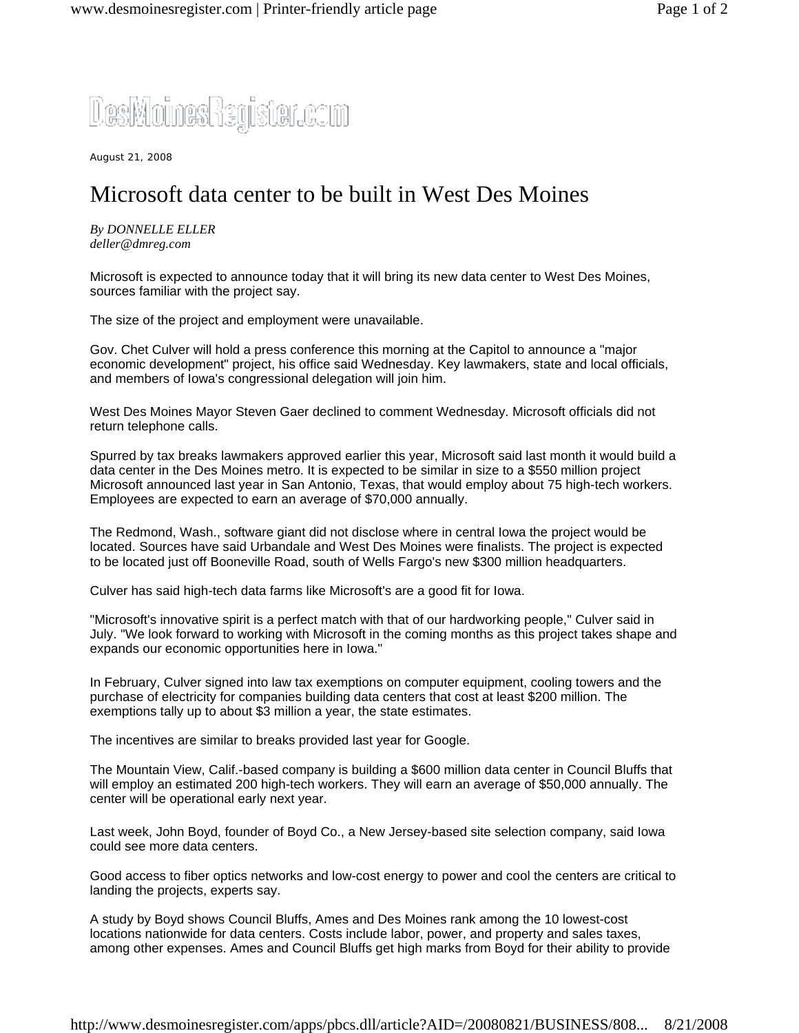DesMoinesRegister.com

August 21, 2008

# Microsoft data center to be built in West Des Moines

*By DONNELLE ELLER*
*deller@dmreg.com*

Microsoft is expected to announce today that it will bring its new data center to West Des Moines, sources familiar with the project say.

The size of the project and employment were unavailable.

Gov. Chet Culver will hold a press conference this morning at the Capitol to announce a "major economic development" project, his office said Wednesday. Key lawmakers, state and local officials, and members of Iowa's congressional delegation will join him.

West Des Moines Mayor Steven Gaer declined to comment Wednesday. Microsoft officials did not return telephone calls.

Spurred by tax breaks lawmakers approved earlier this year, Microsoft said last month it would build a data center in the Des Moines metro. It is expected to be similar in size to a $550 million project Microsoft announced last year in San Antonio, Texas, that would employ about 75 high-tech workers. Employees are expected to earn an average of $70,000 annually.

The Redmond, Wash., software giant did not disclose where in central Iowa the project would be located. Sources have said Urbandale and West Des Moines were finalists. The project is expected to be located just off Booneville Road, south of Wells Fargo's new $300 million headquarters.

Culver has said high-tech data farms like Microsoft's are a good fit for Iowa.

"Microsoft's innovative spirit is a perfect match with that of our hardworking people," Culver said in July. "We look forward to working with Microsoft in the coming months as this project takes shape and expands our economic opportunities here in Iowa."

In February, Culver signed into law tax exemptions on computer equipment, cooling towers and the purchase of electricity for companies building data centers that cost at least $200 million. The exemptions tally up to about $3 million a year, the state estimates.

The incentives are similar to breaks provided last year for Google.

The Mountain View, Calif.-based company is building a $600 million data center in Council Bluffs that will employ an estimated 200 high-tech workers. They will earn an average of $50,000 annually. The center will be operational early next year.

Last week, John Boyd, founder of Boyd Co., a New Jersey-based site selection company, said Iowa could see more data centers.

Good access to fiber optics networks and low-cost energy to power and cool the centers are critical to landing the projects, experts say.

A study by Boyd shows Council Bluffs, Ames and Des Moines rank among the 10 lowest-cost locations nationwide for data centers. Costs include labor, power, and property and sales taxes, among other expenses. Ames and Council Bluffs get high marks from Boyd for their ability to provide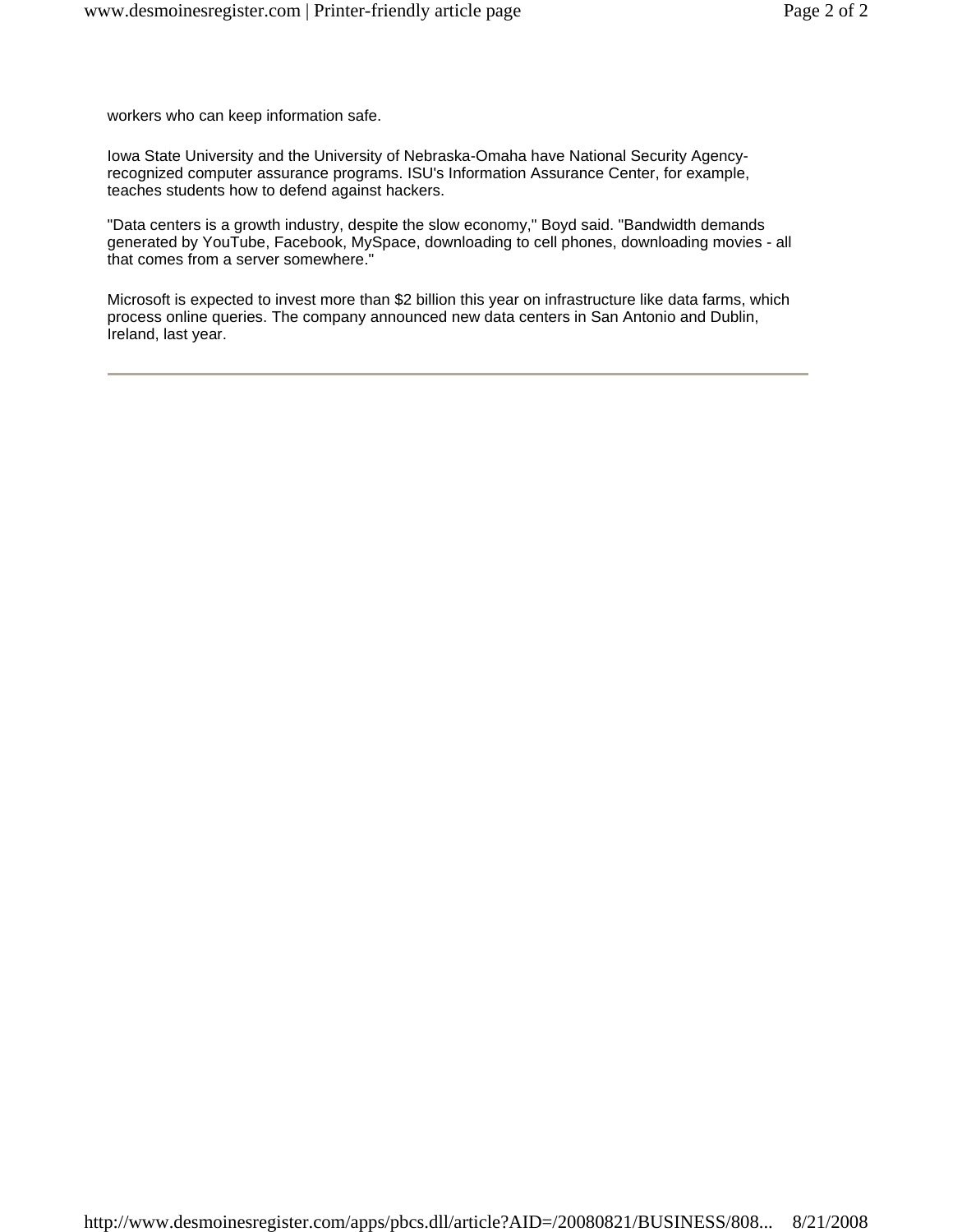workers who can keep information safe.

Iowa State University and the University of Nebraska-Omaha have National Security Agency-recognized computer assurance programs. ISU's Information Assurance Center, for example, teaches students how to defend against hackers.

"Data centers is a growth industry, despite the slow economy," Boyd said. "Bandwidth demands generated by YouTube, Facebook, MySpace, downloading to cell phones, downloading movies - all that comes from a server somewhere."

Microsoft is expected to invest more than $2 billion this year on infrastructure like data farms, which process online queries. The company announced new data centers in San Antonio and Dublin, Ireland, last year.

---